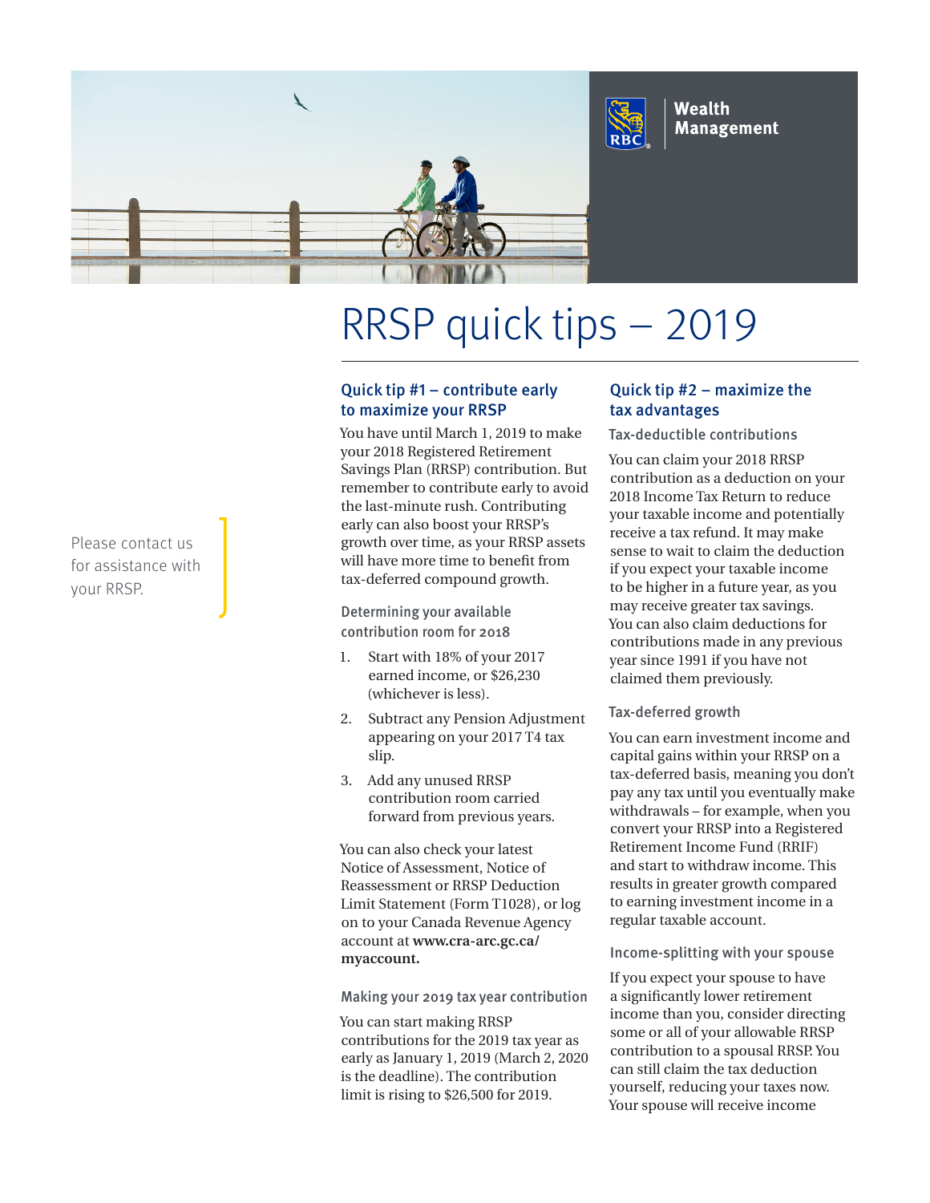RBC Wealth Management

# RRSP quick tips – 2019

Please contact us for assistance with your RRSP.

## Quick tip #1 – contribute early to maximize your RRSP

You have until March 1, 2019 to make your 2018 Registered Retirement Savings Plan (RRSP) contribution. But remember to contribute early to avoid the last-minute rush. Contributing early can also boost your RRSP's growth over time, as your RRSP assets will have more time to benefit from tax-deferred compound growth.

### Determining your available contribution room for 2018

1. Start with 18% of your 2017 earned income, or $26,230 (whichever is less).
2. Subtract any Pension Adjustment appearing on your 2017 T4 tax slip.
3. Add any unused RRSP contribution room carried forward from previous years.

You can also check your latest Notice of Assessment, Notice of Reassessment or RRSP Deduction Limit Statement (Form T1028), or log on to your Canada Revenue Agency account at **www.cra-arc.gc.ca/myaccount.**

### Making your 2019 tax year contribution

You can start making RRSP contributions for the 2019 tax year as early as January 1, 2019 (March 2, 2020 is the deadline). The contribution limit is rising to $26,500 for 2019.

## Quick tip #2 – maximize the tax advantages

### Tax-deductible contributions

You can claim your 2018 RRSP contribution as a deduction on your 2018 Income Tax Return to reduce your taxable income and potentially receive a tax refund. It may make sense to wait to claim the deduction if you expect your taxable income to be higher in a future year, as you may receive greater tax savings. You can also claim deductions for contributions made in any previous year since 1991 if you have not claimed them previously.

### Tax-deferred growth

You can earn investment income and capital gains within your RRSP on a tax-deferred basis, meaning you don't pay any tax until you eventually make withdrawals – for example, when you convert your RRSP into a Registered Retirement Income Fund (RRIF) and start to withdraw income. This results in greater growth compared to earning investment income in a regular taxable account.

### Income-splitting with your spouse

If you expect your spouse to have a significantly lower retirement income than you, consider directing some or all of your allowable RRSP contribution to a spousal RRSP. You can still claim the tax deduction yourself, reducing your taxes now. Your spouse will receive income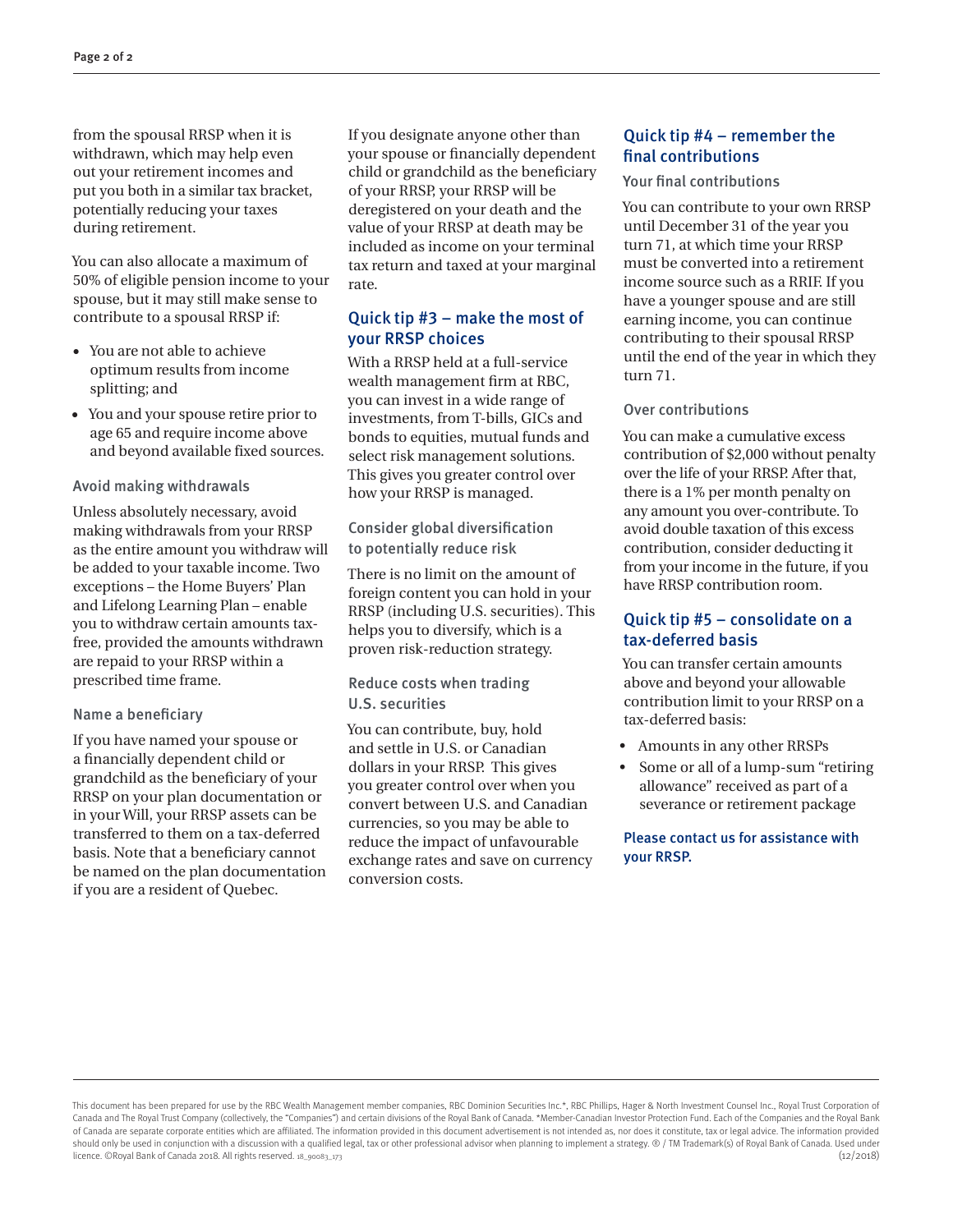from the spousal RRSP when it is withdrawn, which may help even out your retirement incomes and put you both in a similar tax bracket, potentially reducing your taxes during retirement.

You can also allocate a maximum of 50% of eligible pension income to your spouse, but it may still make sense to contribute to a spousal RRSP if:

- You are not able to achieve optimum results from income splitting; and
- You and your spouse retire prior to age 65 and require income above and beyond available fixed sources.

### Avoid making withdrawals

Unless absolutely necessary, avoid making withdrawals from your RRSP as the entire amount you withdraw will be added to your taxable income. Two exceptions – the Home Buyers' Plan and Lifelong Learning Plan – enable you to withdraw certain amounts tax-free, provided the amounts withdrawn are repaid to your RRSP within a prescribed time frame.

### Name a beneficiary

If you have named your spouse or a financially dependent child or grandchild as the beneficiary of your RRSP on your plan documentation or in your Will, your RRSP assets can be transferred to them on a tax-deferred basis. Note that a beneficiary cannot be named on the plan documentation if you are a resident of Quebec.

If you designate anyone other than your spouse or financially dependent child or grandchild as the beneficiary of your RRSP, your RRSP will be deregistered on your death and the value of your RRSP at death may be included as income on your terminal tax return and taxed at your marginal rate.

## Quick tip #3 – make the most of your RRSP choices

With a RRSP held at a full-service wealth management firm at RBC, you can invest in a wide range of investments, from T-bills, GICs and bonds to equities, mutual funds and select risk management solutions. This gives you greater control over how your RRSP is managed.

### Consider global diversification to potentially reduce risk

There is no limit on the amount of foreign content you can hold in your RRSP (including U.S. securities). This helps you to diversify, which is a proven risk-reduction strategy.

### Reduce costs when trading U.S. securities

You can contribute, buy, hold and settle in U.S. or Canadian dollars in your RRSP. This gives you greater control over when you convert between U.S. and Canadian currencies, so you may be able to reduce the impact of unfavourable exchange rates and save on currency conversion costs.

## Quick tip #4 – remember the final contributions

### Your final contributions

You can contribute to your own RRSP until December 31 of the year you turn 71, at which time your RRSP must be converted into a retirement income source such as a RRIF. If you have a younger spouse and are still earning income, you can continue contributing to their spousal RRSP until the end of the year in which they turn 71.

### Over contributions

You can make a cumulative excess contribution of $2,000 without penalty over the life of your RRSP. After that, there is a 1% per month penalty on any amount you over-contribute. To avoid double taxation of this excess contribution, consider deducting it from your income in the future, if you have RRSP contribution room.

## Quick tip #5 – consolidate on a tax-deferred basis

You can transfer certain amounts above and beyond your allowable contribution limit to your RRSP on a tax-deferred basis:

- Amounts in any other RRSPs
- Some or all of a lump-sum "retiring allowance" received as part of a severance or retirement package

**Please contact us for assistance with your RRSP.**

This document has been prepared for use by the RBC Wealth Management member companies, RBC Dominion Securities Inc.*, RBC Phillips, Hager & North Investment Counsel Inc., Royal Trust Corporation of Canada and The Royal Trust Company (collectively, the "Companies") and certain divisions of the Royal Bank of Canada. *Member-Canadian Investor Protection Fund. Each of the Companies and the Royal Bank of Canada are separate corporate entities which are affiliated. The information provided in this document advertisement is not intended as, nor does it constitute, tax or legal advice. The information provided should only be used in conjunction with a discussion with a qualified legal, tax or other professional advisor when planning to implement a strategy. ® / TM Trademark(s) of Royal Bank of Canada. Used under licence. ©Royal Bank of Canada 2018. All rights reserved. 18_90083_173 (12/2018)